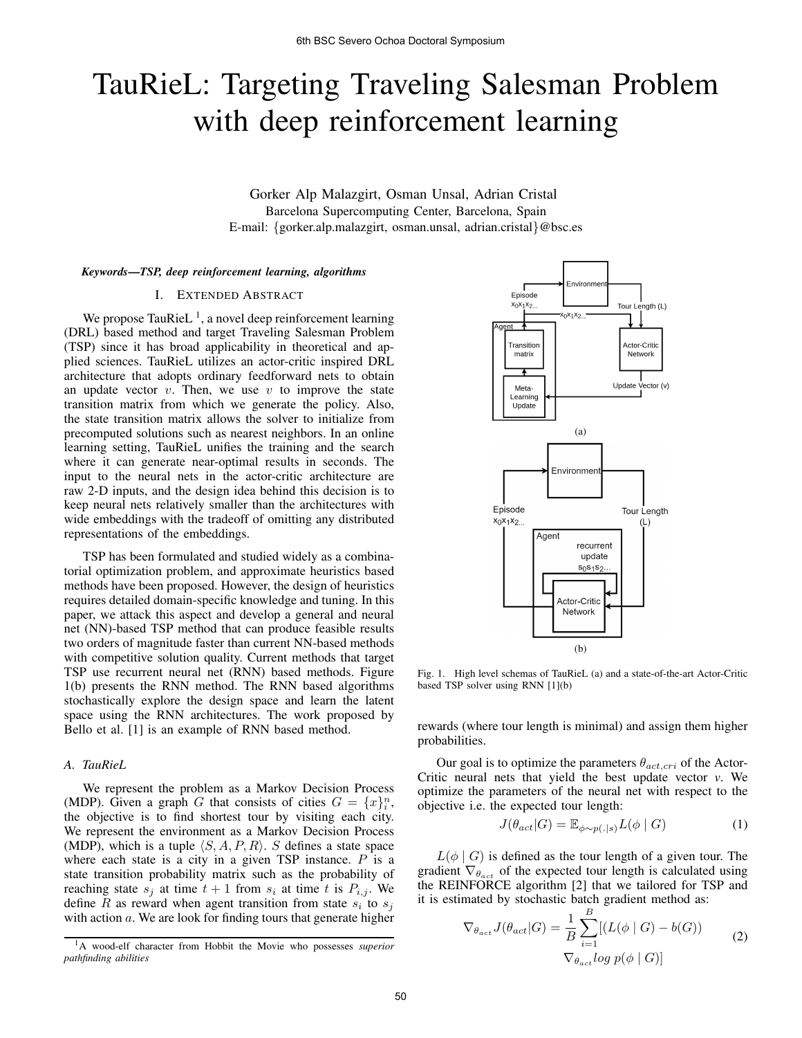# TauRieL: Targeting Traveling Salesman Problem with deep reinforcement learning

Gorker Alp Malazgirt, Osman Unsal, Adrian Cristal
Barcelona Supercomputing Center, Barcelona, Spain
E-mail: {gorker.alp.malazgirt, osman.unsal, adrian.cristal}@bsc.es

***Keywords—TSP, deep reinforcement learning, algorithms***

## I. Extended Abstract

We propose TauRieL [1], a novel deep reinforcement learning (DRL) based method and target Traveling Salesman Problem (TSP) since it has broad applicability in theoretical and applied sciences. TauRieL utilizes an actor-critic inspired DRL architecture that adopts ordinary feedforward nets to obtain an update vector $v$. Then, we use $v$ to improve the state transition matrix from which we generate the policy. Also, the state transition matrix allows the solver to initialize from precomputed solutions such as nearest neighbors. In an online learning setting, TauRieL unifies the training and the search where it can generate near-optimal results in seconds. The input to the neural nets in the actor-critic architecture are raw 2-D inputs, and the design idea behind this decision is to keep neural nets relatively smaller than the architectures with wide embeddings with the tradeoff of omitting any distributed representations of the embeddings.

TSP has been formulated and studied widely as a combinatorial optimization problem, and approximate heuristics based methods have been proposed. However, the design of heuristics requires detailed domain-specific knowledge and tuning. In this paper, we attack this aspect and develop a general and neural net (NN)-based TSP method that can produce feasible results two orders of magnitude faster than current NN-based methods with competitive solution quality. Current methods that target TSP use recurrent neural net (RNN) based methods. Figure 1(b) presents the RNN method. The RNN based algorithms stochastically explore the design space and learn the latent space using the RNN architectures. The work proposed by Bello et al. [1] is an example of RNN based method.

Fig. 1. High level schemas of TauRieL (a) and a state-of-the-art Actor-Critic based TSP solver using RNN [1](b)

### A. TauRieL

We represent the problem as a Markov Decision Process (MDP). Given a graph $G$ that consists of cities $G = \{x\}_i^n$, the objective is to find shortest tour by visiting each city. We represent the environment as a Markov Decision Process (MDP), which is a tuple $\langle S, A, P, R \rangle$. $S$ defines a state space where each state is a city in a given TSP instance. $P$ is a state transition probability matrix such as the probability of reaching state $s_j$ at time $t+1$ from $s_i$ at time $t$ is $P_{i,j}$. We define $R$ as reward when agent transition from state $s_i$ to $s_j$ with action $a$. We are look for finding tours that generate higher rewards (where tour length is minimal) and assign them higher probabilities.

Our goal is to optimize the parameters $\theta_{act,cri}$ of the Actor-Critic neural nets that yield the best update vector *v*. We optimize the parameters of the neural net with respect to the objective i.e. the expected tour length:

$$J(\theta_{act}|G) = \mathbb{E}_{\phi \sim p(.|s)} L(\phi \mid G) \tag{1}$$

$L(\phi \mid G)$ is defined as the tour length of a given tour. The gradient $\nabla_{\theta_{act}}$ of the expected tour length is calculated using the REINFORCE algorithm [2] that we tailored for TSP and it is estimated by stochastic batch gradient method as:

$$\nabla_{\theta_{act}} J(\theta_{act}|G) = \frac{1}{B} \sum_{i=1}^{B} [(L(\phi \mid G) - b(G)) \nabla_{\theta_{act}} log\ p(\phi \mid G)] \tag{2}$$

[1] A wood-elf character from Hobbit the Movie who possesses *superior pathfinding abilities*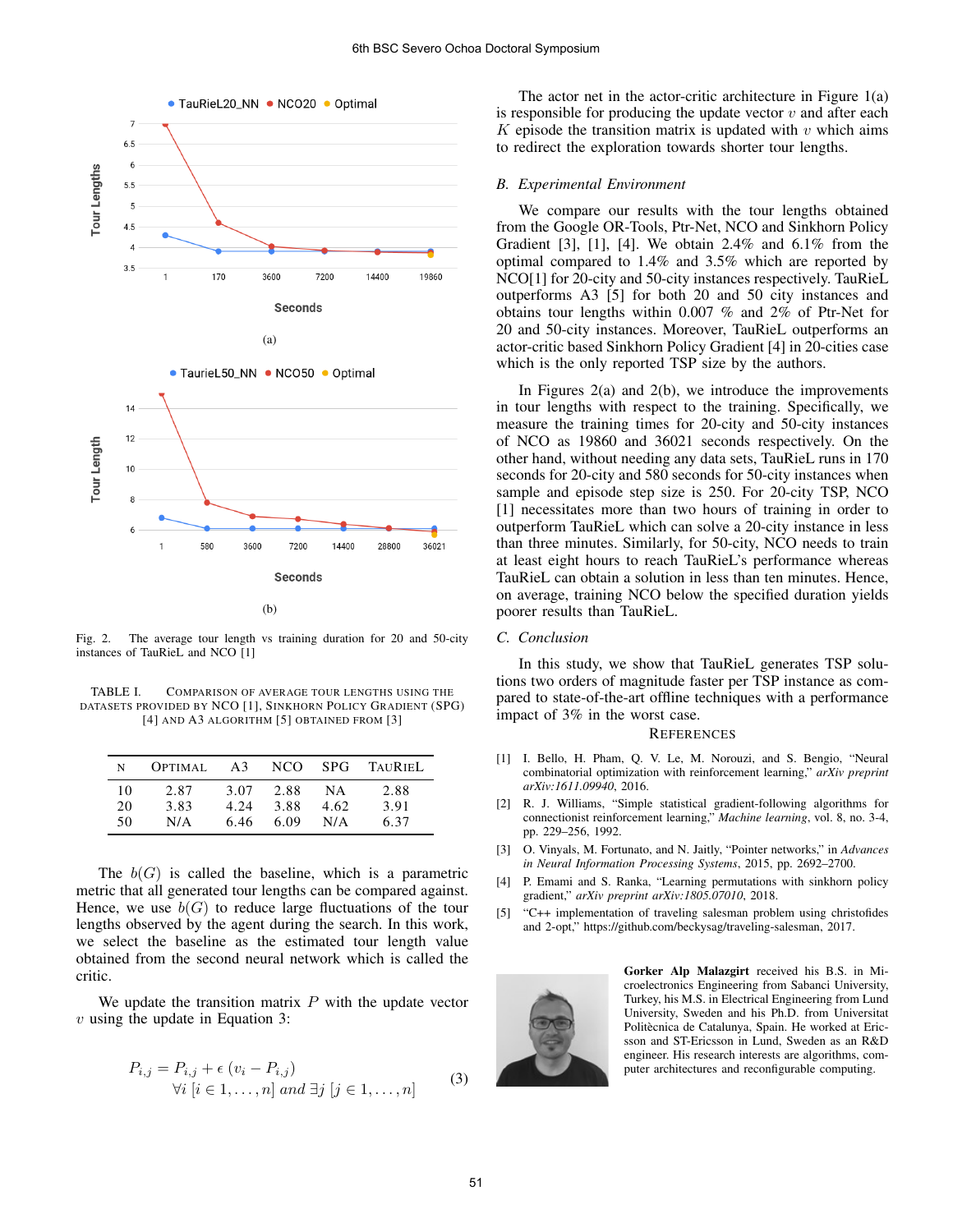TauRieL20_NN NCO20 Optimal

Tour Lengths

7
6.5
6
5.5
5
4.5
4
3.5

1 170 3600 7200 14400 19860

Seconds

(a)

TaurieL50_NN NCO50 Optimal

Tour Length

14
12
10
8
6

1 580 3600 7200 14400 28800 36021

Seconds

(b)

Fig. 2. The average tour length vs training duration for 20 and 50-city instances of TauRieL and NCO [1]

TABLE I. Comparison of average tour lengths using the datasets provided by NCO [1], Sinkhorn Policy Gradient (SPG) [4] and A3 algorithm [5] obtained from [3]

| N | Optimal | A3 | NCO | SPG | TauRieL |
|---|---|---|---|---|---|
| 10 | 2.87 | 3.07 | 2.88 | NA | 2.88 |
| 20 | 3.83 | 4.24 | 3.88 | 4.62 | 3.91 |
| 50 | N/A | 6.46 | 6.09 | N/A | 6.37 |

The $b(G)$ is called the baseline, which is a parametric metric that all generated tour lengths can be compared against. Hence, we use $b(G)$ to reduce large fluctuations of the tour lengths observed by the agent during the search. In this work, we select the baseline as the estimated tour length value obtained from the second neural network which is called the critic.

We update the transition matrix $P$ with the update vector $v$ using the update in Equation 3:

$$P_{i,j} = P_{i,j} + \epsilon \left( v_i - P_{i,j} \right) \quad \forall i \; [i \in 1, \ldots, n] \; and \; \exists j \; [j \in 1, \ldots, n] \tag{3}$$

The actor net in the actor-critic architecture in Figure 1(a) is responsible for producing the update vector $v$ and after each $K$ episode the transition matrix is updated with $v$ which aims to redirect the exploration towards shorter tour lengths.

## B. Experimental Environment

We compare our results with the tour lengths obtained from the Google OR-Tools, Ptr-Net, NCO and Sinkhorn Policy Gradient [3], [1], [4]. We obtain 2.4% and 6.1% from the optimal compared to 1.4% and 3.5% which are reported by NCO[1] for 20-city and 50-city instances respectively. TauRieL outperforms A3 [5] for both 20 and 50 city instances and obtains tour lengths within 0.007 % and 2% of Ptr-Net for 20 and 50-city instances. Moreover, TauRieL outperforms an actor-critic based Sinkhorn Policy Gradient [4] in 20-cities case which is the only reported TSP size by the authors.

In Figures 2(a) and 2(b), we introduce the improvements in tour lengths with respect to the training. Specifically, we measure the training times for 20-city and 50-city instances of NCO as 19860 and 36021 seconds respectively. On the other hand, without needing any data sets, TauRieL runs in 170 seconds for 20-city and 580 seconds for 50-city instances when sample and episode step size is 250. For 20-city TSP, NCO [1] necessitates more than two hours of training in order to outperform TauRieL which can solve a 20-city instance in less than three minutes. Similarly, for 50-city, NCO needs to train at least eight hours to reach TauRieL's performance whereas TauRieL can obtain a solution in less than ten minutes. Hence, on average, training NCO below the specified duration yields poorer results than TauRieL.

## C. Conclusion

In this study, we show that TauRieL generates TSP solutions two orders of magnitude faster per TSP instance as compared to state-of-the-art offline techniques with a performance impact of 3% in the worst case.

## References

[1] I. Bello, H. Pham, Q. V. Le, M. Norouzi, and S. Bengio, "Neural combinatorial optimization with reinforcement learning," *arXiv preprint arXiv:1611.09940*, 2016.

[2] R. J. Williams, "Simple statistical gradient-following algorithms for connectionist reinforcement learning," *Machine learning*, vol. 8, no. 3-4, pp. 229–256, 1992.

[3] O. Vinyals, M. Fortunato, and N. Jaitly, "Pointer networks," in *Advances in Neural Information Processing Systems*, 2015, pp. 2692–2700.

[4] P. Emami and S. Ranka, "Learning permutations with sinkhorn policy gradient," *arXiv preprint arXiv:1805.07010*, 2018.

[5] "C++ implementation of traveling salesman problem using christofides and 2-opt," https://github.com/beckysag/traveling-salesman, 2017.

**Gorker Alp Malazgirt** received his B.S. in Microelectronics Engineering from Sabanci University, Turkey, his M.S. in Electrical Engineering from Lund University, Sweden and his Ph.D. from Universitat Politècnica de Catalunya, Spain. He worked at Ericsson and ST-Ericsson in Lund, Sweden as an R&D engineer. His research interests are algorithms, computer architectures and reconfigurable computing.